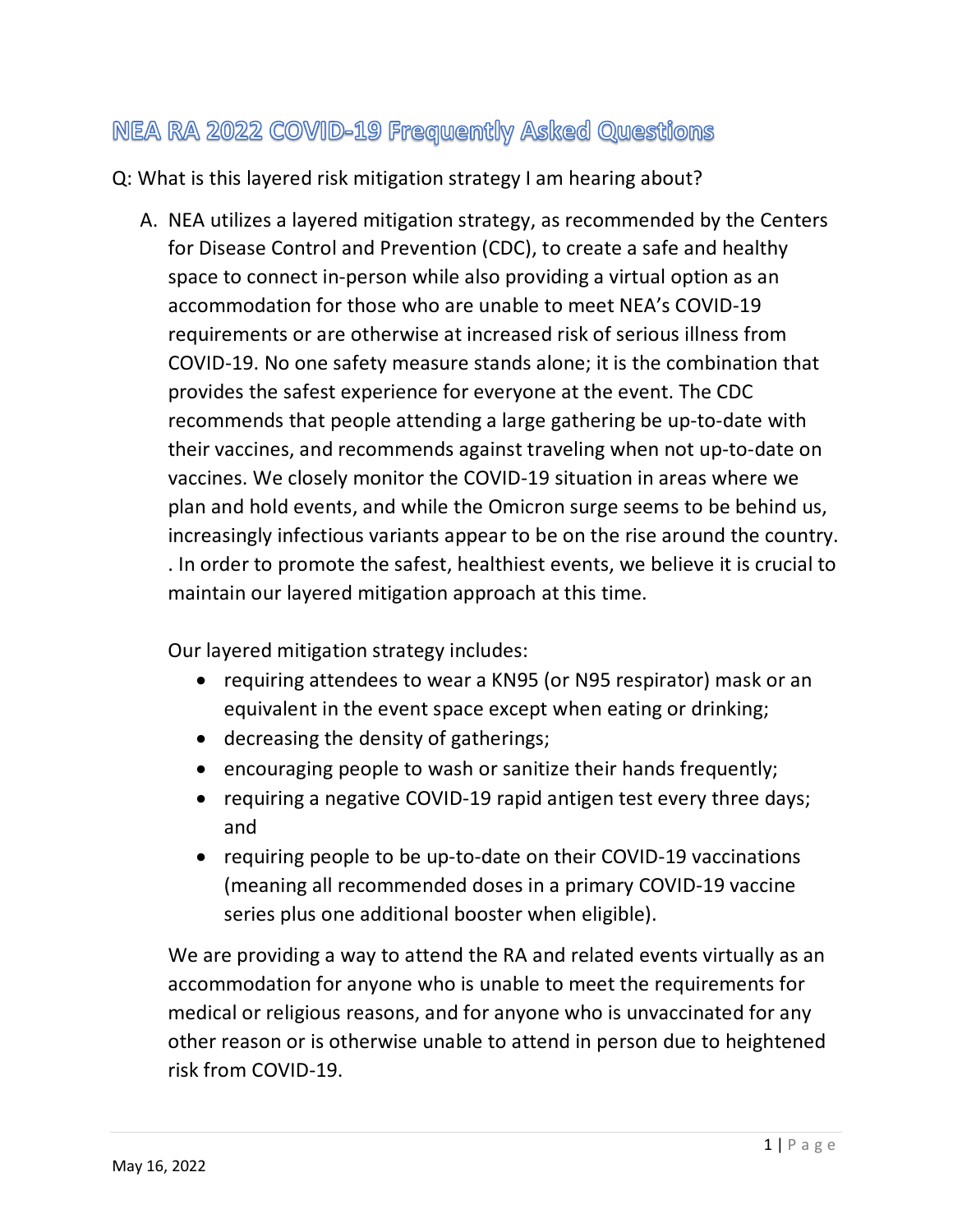# NEA RA 2022 COVID-19 Frequently Asked Questions

Q: What is this layered risk mitigation strategy I am hearing about?

A. NEA utilizes a layered mitigation strategy, as recommended by the Centers for Disease Control and Prevention (CDC), to create a safe and healthy space to connect in-person while also providing a virtual option as an accommodation for those who are unable to meet NEA's COVID-19 requirements or are otherwise at increased risk of serious illness from COVID-19. No one safety measure stands alone; it is the combination that provides the safest experience for everyone at the event. The CDC recommends that people attending a large gathering be up-to-date with their vaccines, and recommends against traveling when not up-to-date on vaccines. We closely monitor the COVID-19 situation in areas where we plan and hold events, and while the Omicron surge seems to be behind us, increasingly infectious variants appear to be on the rise around the country. . In order to promote the safest, healthiest events, we believe it is crucial to maintain our layered mitigation approach at this time.

Our layered mitigation strategy includes:

- requiring attendees to wear a KN95 (or N95 respirator) mask or an equivalent in the event space except when eating or drinking;
- decreasing the density of gatherings;
- encouraging people to wash or sanitize their hands frequently;
- requiring a negative COVID-19 rapid antigen test every three days; and
- requiring people to be up-to-date on their COVID-19 vaccinations (meaning all recommended doses in a primary COVID-19 vaccine series plus one additional booster when eligible).

We are providing a way to attend the RA and related events virtually as an accommodation for anyone who is unable to meet the requirements for medical or religious reasons, and for anyone who is unvaccinated for any other reason or is otherwise unable to attend in person due to heightened risk from COVID-19.

May 16, 2022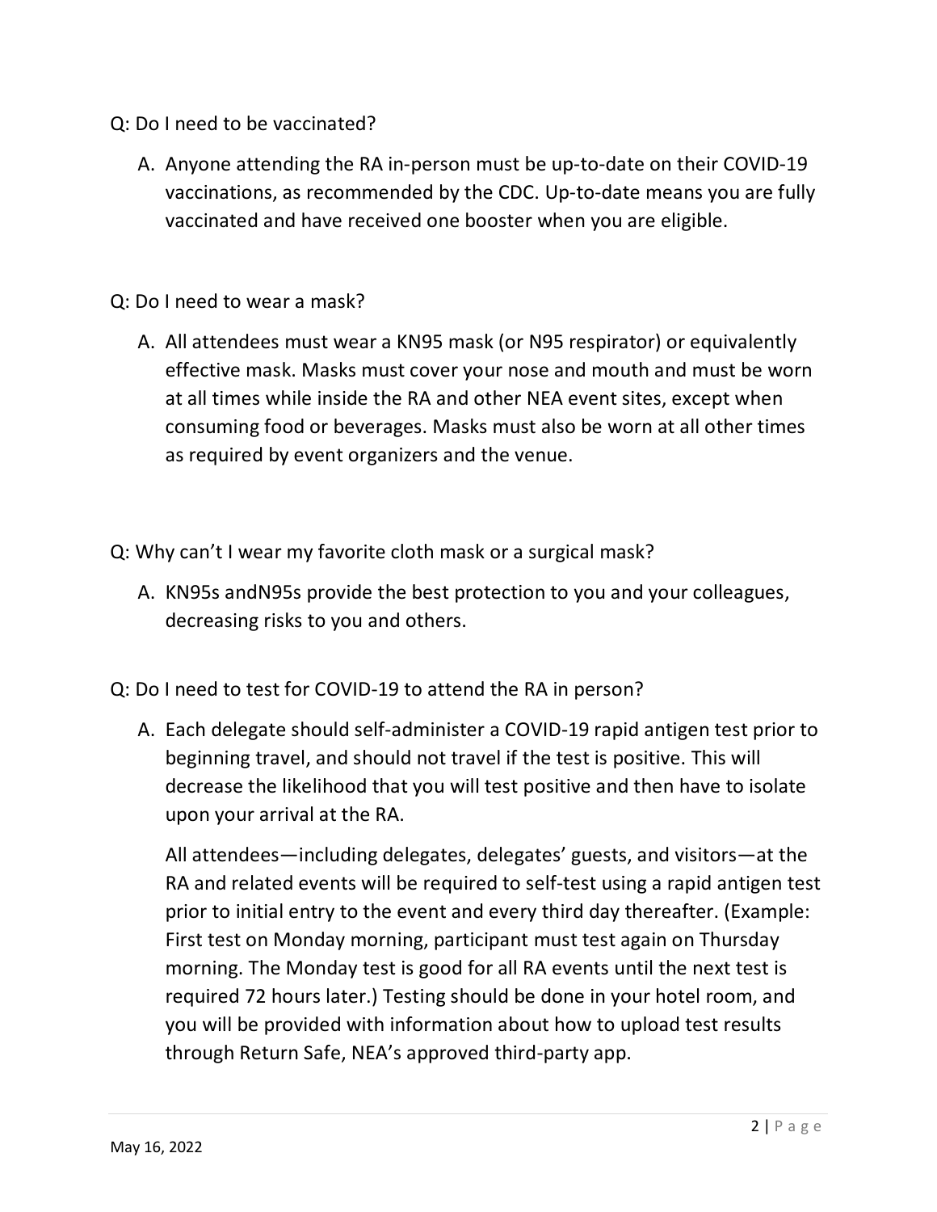Q: Do I need to be vaccinated?

A. Anyone attending the RA in-person must be up-to-date on their COVID-19 vaccinations, as recommended by the CDC. Up-to-date means you are fully vaccinated and have received one booster when you are eligible.

Q: Do I need to wear a mask?

A. All attendees must wear a KN95 mask (or N95 respirator) or equivalently effective mask. Masks must cover your nose and mouth and must be worn at all times while inside the RA and other NEA event sites, except when consuming food or beverages. Masks must also be worn at all other times as required by event organizers and the venue.

Q: Why can't I wear my favorite cloth mask or a surgical mask?

A. KN95s andN95s provide the best protection to you and your colleagues, decreasing risks to you and others.

Q: Do I need to test for COVID-19 to attend the RA in person?

A. Each delegate should self-administer a COVID-19 rapid antigen test prior to beginning travel, and should not travel if the test is positive. This will decrease the likelihood that you will test positive and then have to isolate upon your arrival at the RA.

   All attendees—including delegates, delegates' guests, and visitors—at the RA and related events will be required to self-test using a rapid antigen test prior to initial entry to the event and every third day thereafter. (Example: First test on Monday morning, participant must test again on Thursday morning. The Monday test is good for all RA events until the next test is required 72 hours later.) Testing should be done in your hotel room, and you will be provided with information about how to upload test results through Return Safe, NEA's approved third-party app.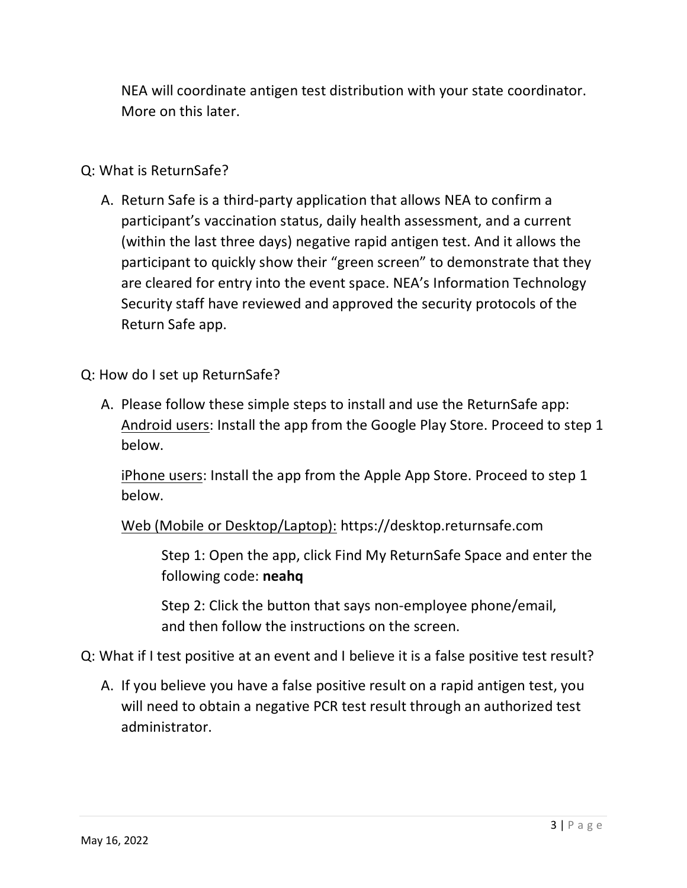NEA will coordinate antigen test distribution with your state coordinator. More on this later.

Q: What is ReturnSafe?

A. Return Safe is a third-party application that allows NEA to confirm a participant's vaccination status, daily health assessment, and a current (within the last three days) negative rapid antigen test. And it allows the participant to quickly show their "green screen" to demonstrate that they are cleared for entry into the event space. NEA's Information Technology Security staff have reviewed and approved the security protocols of the Return Safe app.

Q: How do I set up ReturnSafe?

A. Please follow these simple steps to install and use the ReturnSafe app:
   <u>Android users</u>: Install the app from the Google Play Store. Proceed to step 1 below.

   <u>iPhone users</u>: Install the app from the Apple App Store. Proceed to step 1 below.

   <u>Web (Mobile or Desktop/Laptop):</u> https://desktop.returnsafe.com

   Step 1: Open the app, click Find My ReturnSafe Space and enter the following code: **neahq**

   Step 2: Click the button that says non-employee phone/email, and then follow the instructions on the screen.

Q: What if I test positive at an event and I believe it is a false positive test result?

A. If you believe you have a false positive result on a rapid antigen test, you will need to obtain a negative PCR test result through an authorized test administrator.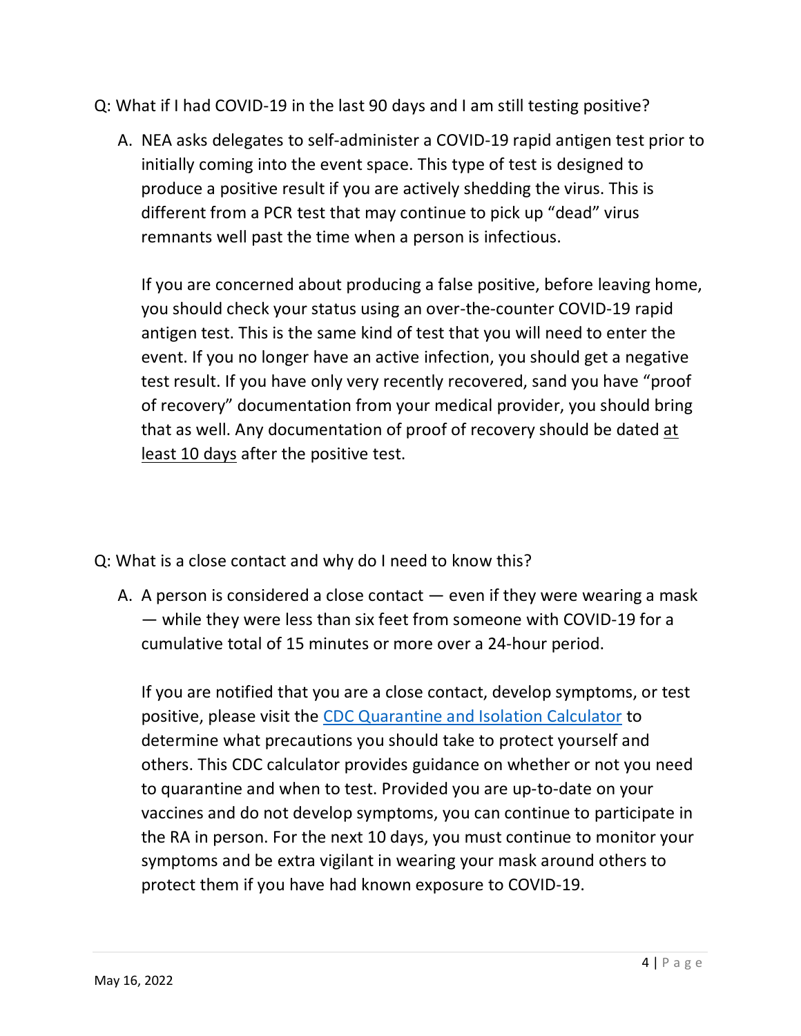Q: What if I had COVID-19 in the last 90 days and I am still testing positive?

A. NEA asks delegates to self-administer a COVID-19 rapid antigen test prior to initially coming into the event space. This type of test is designed to produce a positive result if you are actively shedding the virus. This is different from a PCR test that may continue to pick up "dead" virus remnants well past the time when a person is infectious.

   If you are concerned about producing a false positive, before leaving home, you should check your status using an over-the-counter COVID-19 rapid antigen test. This is the same kind of test that you will need to enter the event. If you no longer have an active infection, you should get a negative test result. If you have only very recently recovered, sand you have "proof of recovery" documentation from your medical provider, you should bring that as well. Any documentation of proof of recovery should be dated <u>at least 10 days</u> after the positive test.

Q: What is a close contact and why do I need to know this?

A. A person is considered a close contact — even if they were wearing a mask — while they were less than six feet from someone with COVID-19 for a cumulative total of 15 minutes or more over a 24-hour period.

   If you are notified that you are a close contact, develop symptoms, or test positive, please visit the [CDC Quarantine and Isolation Calculator]() to determine what precautions you should take to protect yourself and others. This CDC calculator provides guidance on whether or not you need to quarantine and when to test. Provided you are up-to-date on your vaccines and do not develop symptoms, you can continue to participate in the RA in person. For the next 10 days, you must continue to monitor your symptoms and be extra vigilant in wearing your mask around others to protect them if you have had known exposure to COVID-19.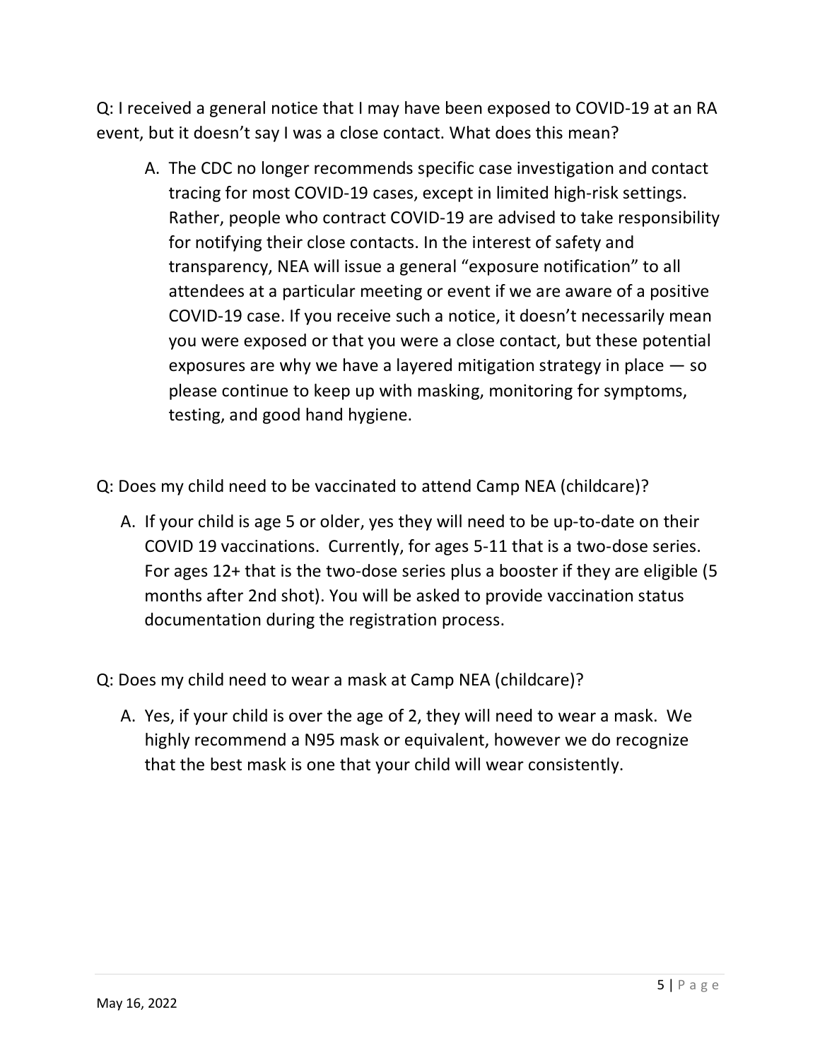Q: I received a general notice that I may have been exposed to COVID-19 at an RA event, but it doesn't say I was a close contact. What does this mean?

A. The CDC no longer recommends specific case investigation and contact tracing for most COVID-19 cases, except in limited high-risk settings. Rather, people who contract COVID-19 are advised to take responsibility for notifying their close contacts. In the interest of safety and transparency, NEA will issue a general "exposure notification" to all attendees at a particular meeting or event if we are aware of a positive COVID-19 case. If you receive such a notice, it doesn't necessarily mean you were exposed or that you were a close contact, but these potential exposures are why we have a layered mitigation strategy in place — so please continue to keep up with masking, monitoring for symptoms, testing, and good hand hygiene.

Q: Does my child need to be vaccinated to attend Camp NEA (childcare)?

A. If your child is age 5 or older, yes they will need to be up-to-date on their COVID 19 vaccinations. Currently, for ages 5-11 that is a two-dose series. For ages 12+ that is the two-dose series plus a booster if they are eligible (5 months after 2nd shot). You will be asked to provide vaccination status documentation during the registration process.

Q: Does my child need to wear a mask at Camp NEA (childcare)?

A. Yes, if your child is over the age of 2, they will need to wear a mask. We highly recommend a N95 mask or equivalent, however we do recognize that the best mask is one that your child will wear consistently.

May 16, 2022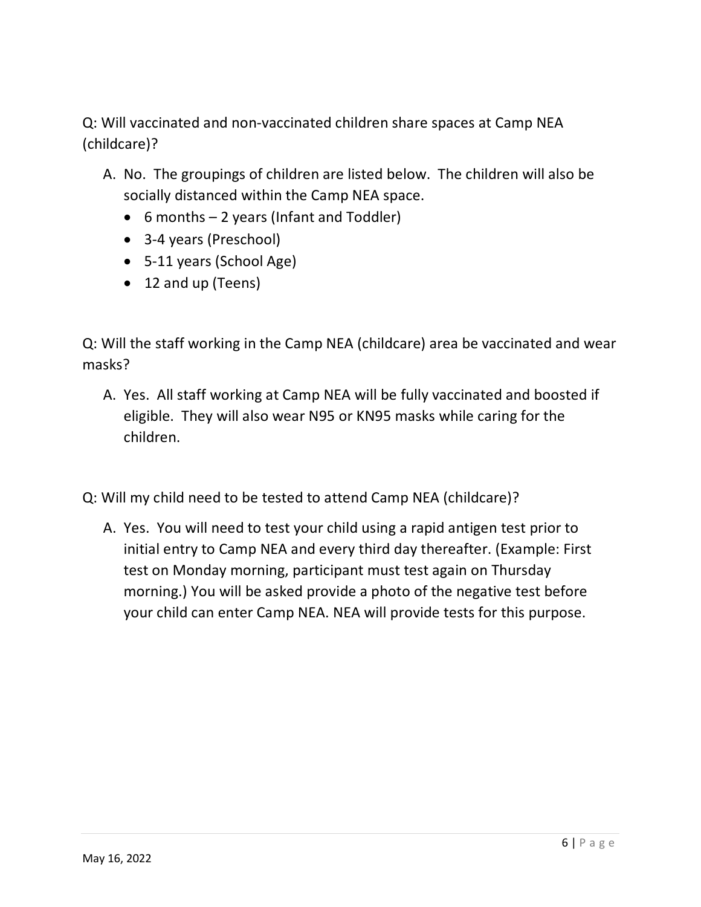Q: Will vaccinated and non-vaccinated children share spaces at Camp NEA (childcare)?

A. No. The groupings of children are listed below. The children will also be socially distanced within the Camp NEA space.
   - 6 months – 2 years (Infant and Toddler)
   - 3-4 years (Preschool)
   - 5-11 years (School Age)
   - 12 and up (Teens)

Q: Will the staff working in the Camp NEA (childcare) area be vaccinated and wear masks?

A. Yes. All staff working at Camp NEA will be fully vaccinated and boosted if eligible. They will also wear N95 or KN95 masks while caring for the children.

Q: Will my child need to be tested to attend Camp NEA (childcare)?

A. Yes. You will need to test your child using a rapid antigen test prior to initial entry to Camp NEA and every third day thereafter. (Example: First test on Monday morning, participant must test again on Thursday morning.) You will be asked provide a photo of the negative test before your child can enter Camp NEA. NEA will provide tests for this purpose.

May 16, 2022